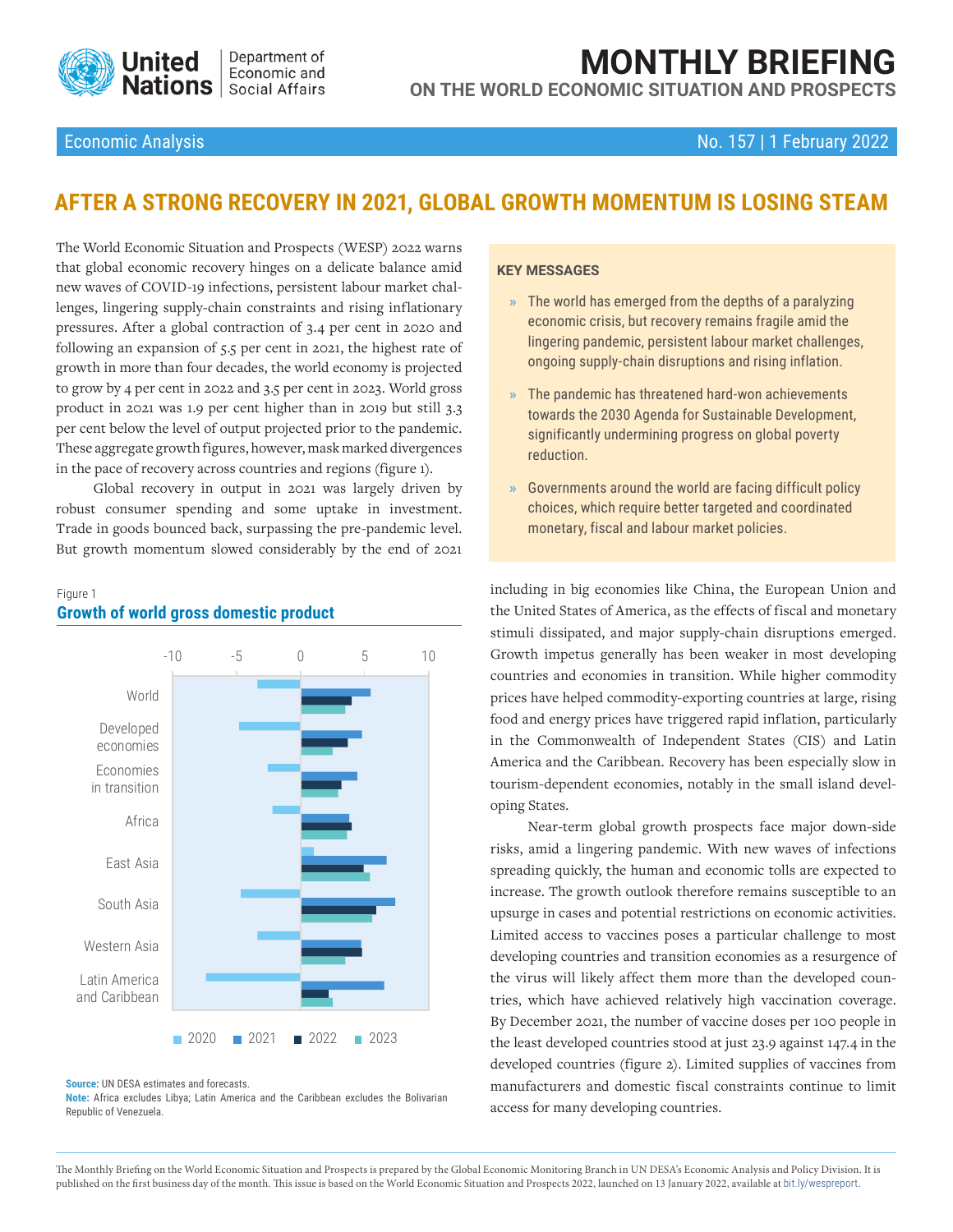# MONTHLY BRIEFING

## ON THE WORLD ECONOMIC SITUATION AND PROSPECTS

Economic Analysis — No. 157 | 1 February 2022

# AFTER A STRONG RECOVERY IN 2021, GLOBAL GROWTH MOMENTUM IS LOSING STEAM

The World Economic Situation and Prospects (WESP) 2022 warns that global economic recovery hinges on a delicate balance amid new waves of COVID-19 infections, persistent labour market challenges, lingering supply-chain constraints and rising inflationary pressures. After a global contraction of 3.4 per cent in 2020 and following an expansion of 5.5 per cent in 2021, the highest rate of growth in more than four decades, the world economy is projected to grow by 4 per cent in 2022 and 3.5 per cent in 2023. World gross product in 2021 was 1.9 per cent higher than in 2019 but still 3.3 per cent below the level of output projected prior to the pandemic. These aggregate growth figures, however, mask marked divergences in the pace of recovery across countries and regions (figure 1).

Global recovery in output in 2021 was largely driven by robust consumer spending and some uptake in investment. Trade in goods bounced back, surpassing the pre-pandemic level. But growth momentum slowed considerably by the end of 2021 including in big economies like China, the European Union and the United States of America, as the effects of fiscal and monetary stimuli dissipated, and major supply-chain disruptions emerged. Growth impetus generally has been weaker in most developing countries and economies in transition. While higher commodity prices have helped commodity-exporting countries at large, rising food and energy prices have triggered rapid inflation, particularly in the Commonwealth of Independent States (CIS) and Latin America and the Caribbean. Recovery has been especially slow in tourism-dependent economies, notably in the small island developing States.

Near-term global growth prospects face major down-side risks, amid a lingering pandemic. With new waves of infections spreading quickly, the human and economic tolls are expected to increase. The growth outlook therefore remains susceptible to an upsurge in cases and potential restrictions on economic activities. Limited access to vaccines poses a particular challenge to most developing countries and transition economies as a resurgence of the virus will likely affect them more than the developed countries, which have achieved relatively high vaccination coverage. By December 2021, the number of vaccine doses per 100 people in the least developed countries stood at just 23.9 against 147.4 in the developed countries (figure 2). Limited supplies of vaccines from manufacturers and domestic fiscal constraints continue to limit access for many developing countries.

**KEY MESSAGES**

- The world has emerged from the depths of a paralyzing economic crisis, but recovery remains fragile amid the lingering pandemic, persistent labour market challenges, ongoing supply-chain disruptions and rising inflation.
- The pandemic has threatened hard-won achievements towards the 2030 Agenda for Sustainable Development, significantly undermining progress on global poverty reduction.
- Governments around the world are facing difficult policy choices, which require better targeted and coordinated monetary, fiscal and labour market policies.

Figure 1
**Growth of world gross domestic product**

[Bar chart: growth rates (per cent, axis -10 to 10) for 2020, 2021, 2022, 2023 for World, Developed economies, Economies in transition, Africa, East Asia, South Asia, Western Asia, Latin America and Caribbean]

**Source:** UN DESA estimates and forecasts.
**Note:** Africa excludes Libya; Latin America and the Caribbean excludes the Bolivarian Republic of Venezuela.

The Monthly Briefing on the World Economic Situation and Prospects is prepared by the Global Economic Monitoring Branch in UN DESA's Economic Analysis and Policy Division. It is published on the first business day of the month. This issue is based on the World Economic Situation and Prospects 2022, launched on 13 January 2022, available at bit.ly/wespreport.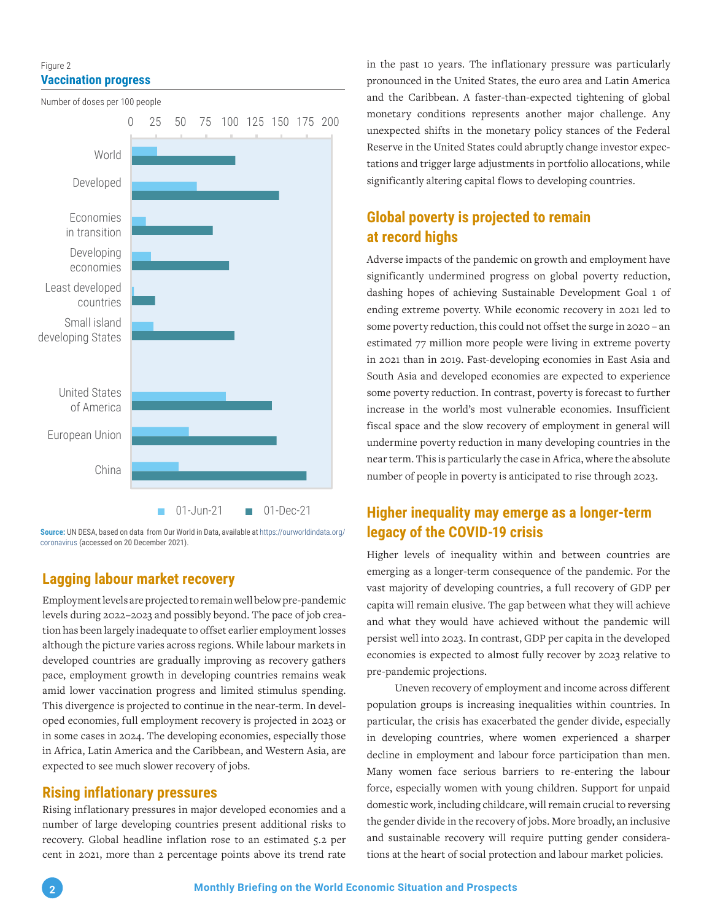Figure 2

**Vaccination progress**

Number of doses per 100 people

**Source:** UN DESA, based on data from Our World in Data, available at https://ourworldindata.org/coronavirus (accessed on 20 December 2021).

## Lagging labour market recovery

Employment levels are projected to remain well below pre-pandemic levels during 2022–2023 and possibly beyond. The pace of job creation has been largely inadequate to offset earlier employment losses although the picture varies across regions. While labour markets in developed countries are gradually improving as recovery gathers pace, employment growth in developing countries remains weak amid lower vaccination progress and limited stimulus spending. This divergence is projected to continue in the near-term. In developed economies, full employment recovery is projected in 2023 or in some cases in 2024. The developing economies, especially those in Africa, Latin America and the Caribbean, and Western Asia, are expected to see much slower recovery of jobs.

## Rising inflationary pressures

Rising inflationary pressures in major developed economies and a number of large developing countries present additional risks to recovery. Global headline inflation rose to an estimated 5.2 per cent in 2021, more than 2 percentage points above its trend rate in the past 10 years. The inflationary pressure was particularly pronounced in the United States, the euro area and Latin America and the Caribbean. A faster-than-expected tightening of global monetary conditions represents another major challenge. Any unexpected shifts in the monetary policy stances of the Federal Reserve in the United States could abruptly change investor expectations and trigger large adjustments in portfolio allocations, while significantly altering capital flows to developing countries.

## Global poverty is projected to remain at record highs

Adverse impacts of the pandemic on growth and employment have significantly undermined progress on global poverty reduction, dashing hopes of achieving Sustainable Development Goal 1 of ending extreme poverty. While economic recovery in 2021 led to some poverty reduction, this could not offset the surge in 2020 – an estimated 77 million more people were living in extreme poverty in 2021 than in 2019. Fast-developing economies in East Asia and South Asia and developed economies are expected to experience some poverty reduction. In contrast, poverty is forecast to further increase in the world's most vulnerable economies. Insufficient fiscal space and the slow recovery of employment in general will undermine poverty reduction in many developing countries in the near term. This is particularly the case in Africa, where the absolute number of people in poverty is anticipated to rise through 2023.

## Higher inequality may emerge as a longer-term legacy of the COVID-19 crisis

Higher levels of inequality within and between countries are emerging as a longer-term consequence of the pandemic. For the vast majority of developing countries, a full recovery of GDP per capita will remain elusive. The gap between what they will achieve and what they would have achieved without the pandemic will persist well into 2023. In contrast, GDP per capita in the developed economies is expected to almost fully recover by 2023 relative to pre-pandemic projections.

Uneven recovery of employment and income across different population groups is increasing inequalities within countries. In particular, the crisis has exacerbated the gender divide, especially in developing countries, where women experienced a sharper decline in employment and labour force participation than men. Many women face serious barriers to re-entering the labour force, especially women with young children. Support for unpaid domestic work, including childcare, will remain crucial to reversing the gender divide in the recovery of jobs. More broadly, an inclusive and sustainable recovery will require putting gender considerations at the heart of social protection and labour market policies.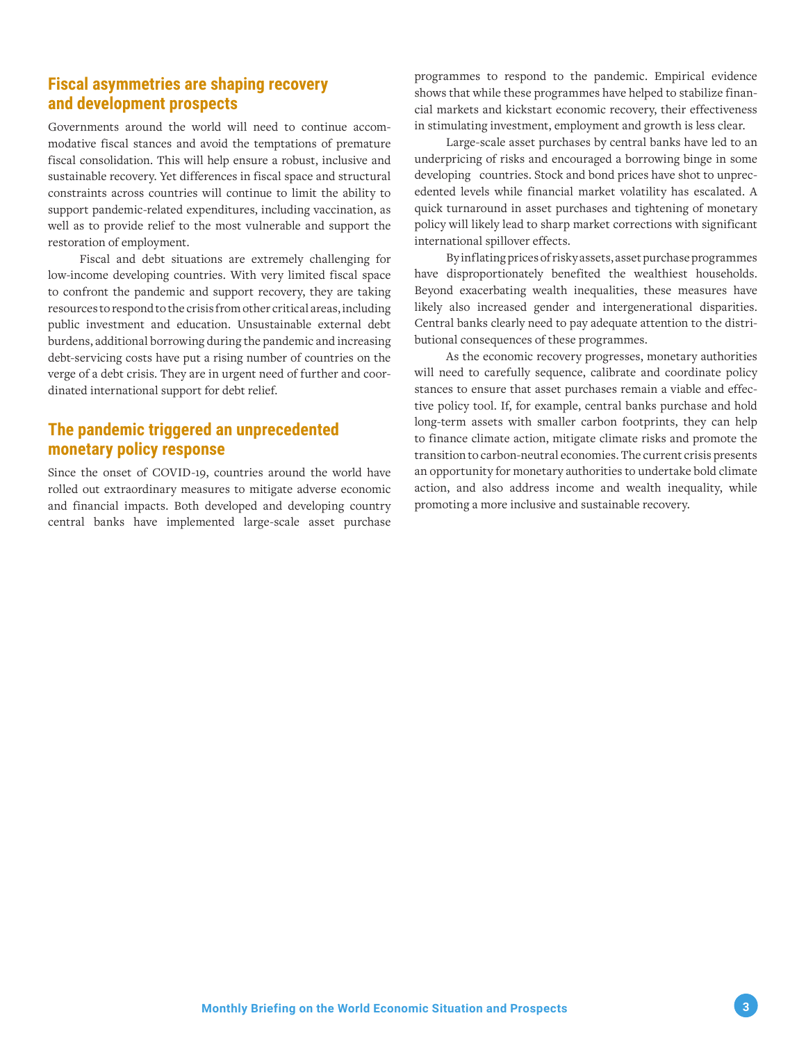## Fiscal asymmetries are shaping recovery and development prospects

Governments around the world will need to continue accommodative fiscal stances and avoid the temptations of premature fiscal consolidation. This will help ensure a robust, inclusive and sustainable recovery. Yet differences in fiscal space and structural constraints across countries will continue to limit the ability to support pandemic-related expenditures, including vaccination, as well as to provide relief to the most vulnerable and support the restoration of employment.

Fiscal and debt situations are extremely challenging for low-income developing countries. With very limited fiscal space to confront the pandemic and support recovery, they are taking resources to respond to the crisis from other critical areas, including public investment and education. Unsustainable external debt burdens, additional borrowing during the pandemic and increasing debt-servicing costs have put a rising number of countries on the verge of a debt crisis. They are in urgent need of further and coordinated international support for debt relief.

## The pandemic triggered an unprecedented monetary policy response

Since the onset of COVID-19, countries around the world have rolled out extraordinary measures to mitigate adverse economic and financial impacts. Both developed and developing country central banks have implemented large-scale asset purchase programmes to respond to the pandemic. Empirical evidence shows that while these programmes have helped to stabilize financial markets and kickstart economic recovery, their effectiveness in stimulating investment, employment and growth is less clear.

Large-scale asset purchases by central banks have led to an underpricing of risks and encouraged a borrowing binge in some developing countries. Stock and bond prices have shot to unprecedented levels while financial market volatility has escalated. A quick turnaround in asset purchases and tightening of monetary policy will likely lead to sharp market corrections with significant international spillover effects.

By inflating prices of risky assets, asset purchase programmes have disproportionately benefited the wealthiest households. Beyond exacerbating wealth inequalities, these measures have likely also increased gender and intergenerational disparities. Central banks clearly need to pay adequate attention to the distributional consequences of these programmes.

As the economic recovery progresses, monetary authorities will need to carefully sequence, calibrate and coordinate policy stances to ensure that asset purchases remain a viable and effective policy tool. If, for example, central banks purchase and hold long-term assets with smaller carbon footprints, they can help to finance climate action, mitigate climate risks and promote the transition to carbon-neutral economies. The current crisis presents an opportunity for monetary authorities to undertake bold climate action, and also address income and wealth inequality, while promoting a more inclusive and sustainable recovery.